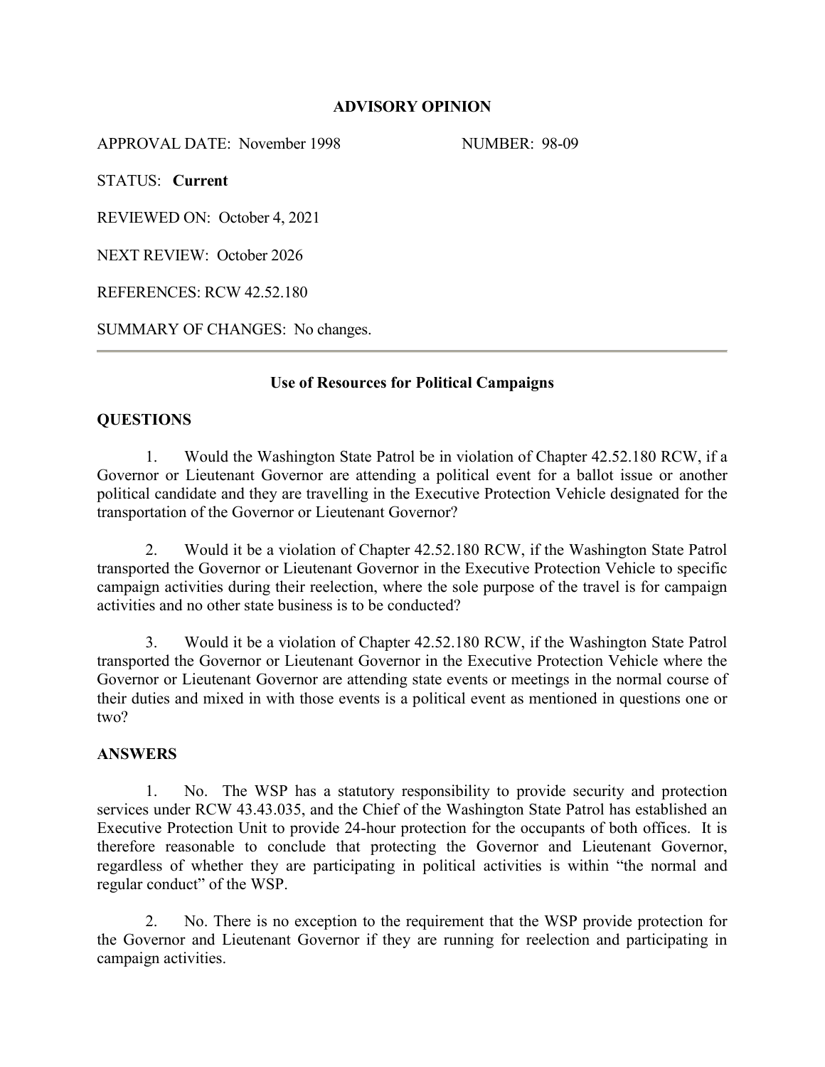# ADVISORY OPINION

APPROVAL DATE: November 1998 NUMBER: 98-09

STATUS: **Current**

REVIEWED ON: October 4, 2021

NEXT REVIEW: October 2026

REFERENCES: RCW 42.52.180

SUMMARY OF CHANGES: No changes.

---

## Use of Resources for Political Campaigns

### QUESTIONS

1. Would the Washington State Patrol be in violation of Chapter 42.52.180 RCW, if a Governor or Lieutenant Governor are attending a political event for a ballot issue or another political candidate and they are travelling in the Executive Protection Vehicle designated for the transportation of the Governor or Lieutenant Governor?

2. Would it be a violation of Chapter 42.52.180 RCW, if the Washington State Patrol transported the Governor or Lieutenant Governor in the Executive Protection Vehicle to specific campaign activities during their reelection, where the sole purpose of the travel is for campaign activities and no other state business is to be conducted?

3. Would it be a violation of Chapter 42.52.180 RCW, if the Washington State Patrol transported the Governor or Lieutenant Governor in the Executive Protection Vehicle where the Governor or Lieutenant Governor are attending state events or meetings in the normal course of their duties and mixed in with those events is a political event as mentioned in questions one or two?

### ANSWERS

1. No. The WSP has a statutory responsibility to provide security and protection services under RCW 43.43.035, and the Chief of the Washington State Patrol has established an Executive Protection Unit to provide 24-hour protection for the occupants of both offices. It is therefore reasonable to conclude that protecting the Governor and Lieutenant Governor, regardless of whether they are participating in political activities is within "the normal and regular conduct" of the WSP.

2. No. There is no exception to the requirement that the WSP provide protection for the Governor and Lieutenant Governor if they are running for reelection and participating in campaign activities.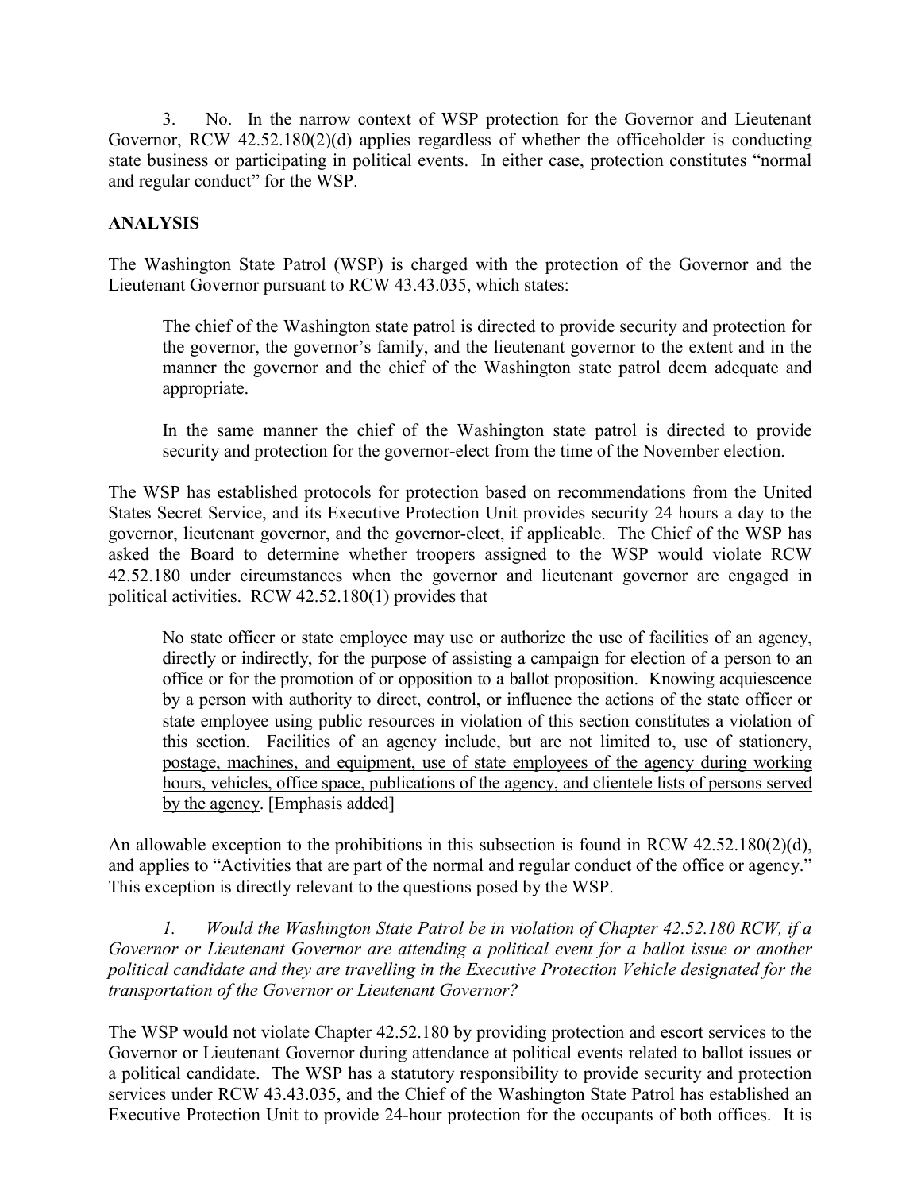3. No. In the narrow context of WSP protection for the Governor and Lieutenant Governor, RCW 42.52.180(2)(d) applies regardless of whether the officeholder is conducting state business or participating in political events. In either case, protection constitutes "normal and regular conduct" for the WSP.

**ANALYSIS**

The Washington State Patrol (WSP) is charged with the protection of the Governor and the Lieutenant Governor pursuant to RCW 43.43.035, which states:

> The chief of the Washington state patrol is directed to provide security and protection for the governor, the governor's family, and the lieutenant governor to the extent and in the manner the governor and the chief of the Washington state patrol deem adequate and appropriate.
>
> In the same manner the chief of the Washington state patrol is directed to provide security and protection for the governor-elect from the time of the November election.

The WSP has established protocols for protection based on recommendations from the United States Secret Service, and its Executive Protection Unit provides security 24 hours a day to the governor, lieutenant governor, and the governor-elect, if applicable. The Chief of the WSP has asked the Board to determine whether troopers assigned to the WSP would violate RCW 42.52.180 under circumstances when the governor and lieutenant governor are engaged in political activities. RCW 42.52.180(1) provides that

> No state officer or state employee may use or authorize the use of facilities of an agency, directly or indirectly, for the purpose of assisting a campaign for election of a person to an office or for the promotion of or opposition to a ballot proposition. Knowing acquiescence by a person with authority to direct, control, or influence the actions of the state officer or state employee using public resources in violation of this section constitutes a violation of this section. <u>Facilities of an agency include, but are not limited to, use of stationery, postage, machines, and equipment, use of state employees of the agency during working hours, vehicles, office space, publications of the agency, and clientele lists of persons served by the agency</u>. [Emphasis added]

An allowable exception to the prohibitions in this subsection is found in RCW 42.52.180(2)(d), and applies to "Activities that are part of the normal and regular conduct of the office or agency." This exception is directly relevant to the questions posed by the WSP.

*1. Would the Washington State Patrol be in violation of Chapter 42.52.180 RCW, if a Governor or Lieutenant Governor are attending a political event for a ballot issue or another political candidate and they are travelling in the Executive Protection Vehicle designated for the transportation of the Governor or Lieutenant Governor?*

The WSP would not violate Chapter 42.52.180 by providing protection and escort services to the Governor or Lieutenant Governor during attendance at political events related to ballot issues or a political candidate. The WSP has a statutory responsibility to provide security and protection services under RCW 43.43.035, and the Chief of the Washington State Patrol has established an Executive Protection Unit to provide 24-hour protection for the occupants of both offices. It is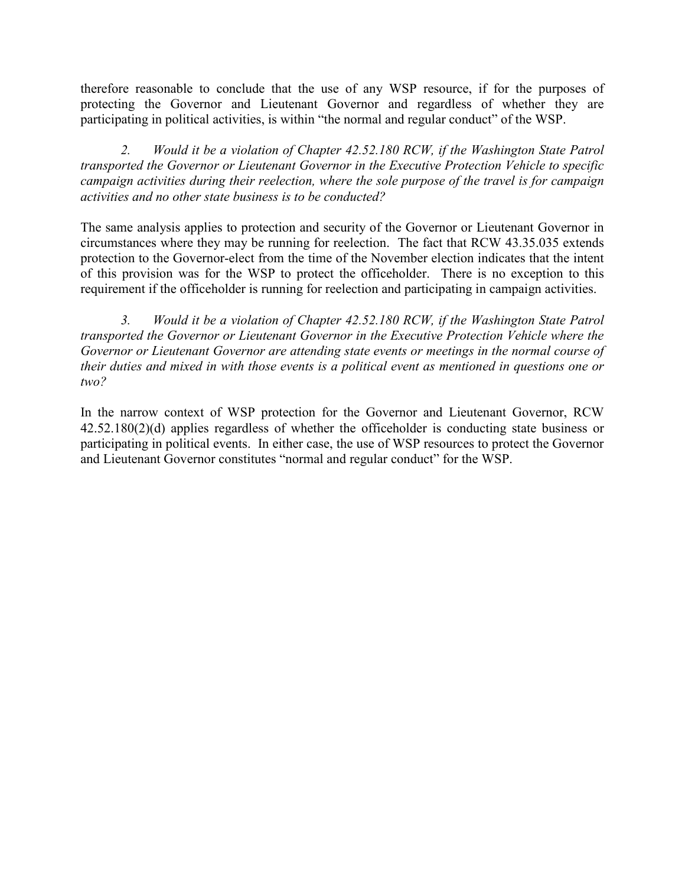therefore reasonable to conclude that the use of any WSP resource, if for the purposes of protecting the Governor and Lieutenant Governor and regardless of whether they are participating in political activities, is within “the normal and regular conduct” of the WSP.

*2. Would it be a violation of Chapter 42.52.180 RCW, if the Washington State Patrol transported the Governor or Lieutenant Governor in the Executive Protection Vehicle to specific campaign activities during their reelection, where the sole purpose of the travel is for campaign activities and no other state business is to be conducted?*

The same analysis applies to protection and security of the Governor or Lieutenant Governor in circumstances where they may be running for reelection. The fact that RCW 43.35.035 extends protection to the Governor-elect from the time of the November election indicates that the intent of this provision was for the WSP to protect the officeholder. There is no exception to this requirement if the officeholder is running for reelection and participating in campaign activities.

*3. Would it be a violation of Chapter 42.52.180 RCW, if the Washington State Patrol transported the Governor or Lieutenant Governor in the Executive Protection Vehicle where the Governor or Lieutenant Governor are attending state events or meetings in the normal course of their duties and mixed in with those events is a political event as mentioned in questions one or two?*

In the narrow context of WSP protection for the Governor and Lieutenant Governor, RCW 42.52.180(2)(d) applies regardless of whether the officeholder is conducting state business or participating in political events. In either case, the use of WSP resources to protect the Governor and Lieutenant Governor constitutes “normal and regular conduct” for the WSP.